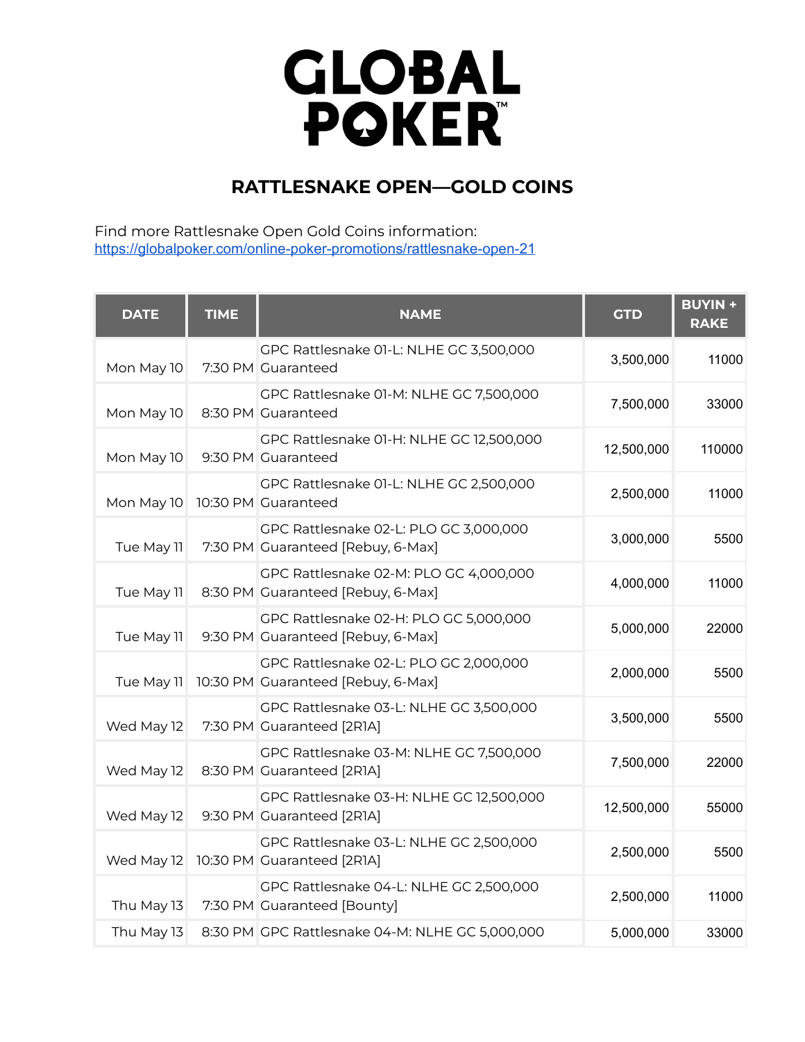# GLOBAL POKER™

## RATTLESNAKE OPEN—GOLD COINS

Find more Rattlesnake Open Gold Coins information:
https://globalpoker.com/online-poker-promotions/rattlesnake-open-21

| DATE | TIME | NAME | GTD | BUYIN + RAKE |
|---|---|---|---|---|
| Mon May 10 | 7:30 PM | GPC Rattlesnake 01-L: NLHE GC 3,500,000 Guaranteed | 3,500,000 | 11000 |
| Mon May 10 | 8:30 PM | GPC Rattlesnake 01-M: NLHE GC 7,500,000 Guaranteed | 7,500,000 | 33000 |
| Mon May 10 | 9:30 PM | GPC Rattlesnake 01-H: NLHE GC 12,500,000 Guaranteed | 12,500,000 | 110000 |
| Mon May 10 | 10:30 PM | GPC Rattlesnake 01-L: NLHE GC 2,500,000 Guaranteed | 2,500,000 | 11000 |
| Tue May 11 | 7:30 PM | GPC Rattlesnake 02-L: PLO GC 3,000,000 Guaranteed [Rebuy, 6-Max] | 3,000,000 | 5500 |
| Tue May 11 | 8:30 PM | GPC Rattlesnake 02-M: PLO GC 4,000,000 Guaranteed [Rebuy, 6-Max] | 4,000,000 | 11000 |
| Tue May 11 | 9:30 PM | GPC Rattlesnake 02-H: PLO GC 5,000,000 Guaranteed [Rebuy, 6-Max] | 5,000,000 | 22000 |
| Tue May 11 | 10:30 PM | GPC Rattlesnake 02-L: PLO GC 2,000,000 Guaranteed [Rebuy, 6-Max] | 2,000,000 | 5500 |
| Wed May 12 | 7:30 PM | GPC Rattlesnake 03-L: NLHE GC 3,500,000 Guaranteed [2R1A] | 3,500,000 | 5500 |
| Wed May 12 | 8:30 PM | GPC Rattlesnake 03-M: NLHE GC 7,500,000 Guaranteed [2R1A] | 7,500,000 | 22000 |
| Wed May 12 | 9:30 PM | GPC Rattlesnake 03-H: NLHE GC 12,500,000 Guaranteed [2R1A] | 12,500,000 | 55000 |
| Wed May 12 | 10:30 PM | GPC Rattlesnake 03-L: NLHE GC 2,500,000 Guaranteed [2R1A] | 2,500,000 | 5500 |
| Thu May 13 | 7:30 PM | GPC Rattlesnake 04-L: NLHE GC 2,500,000 Guaranteed [Bounty] | 2,500,000 | 11000 |
| Thu May 13 | 8:30 PM | GPC Rattlesnake 04-M: NLHE GC 5,000,000 | 5,000,000 | 33000 |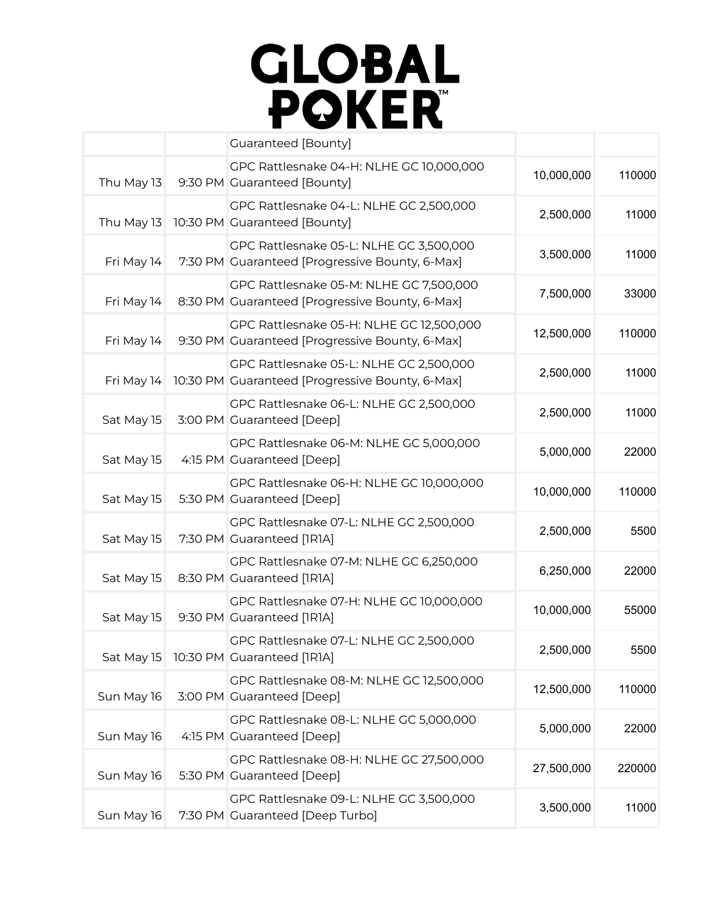# GLOBAL POKER™

| | | | | |
|---|---|---|---|---|
| | | Guaranteed [Bounty] | | |
| Thu May 13 | 9:30 PM | GPC Rattlesnake 04-H: NLHE GC 10,000,000 Guaranteed [Bounty] | 10,000,000 | 110000 |
| Thu May 13 | 10:30 PM | GPC Rattlesnake 04-L: NLHE GC 2,500,000 Guaranteed [Bounty] | 2,500,000 | 11000 |
| Fri May 14 | 7:30 PM | GPC Rattlesnake 05-L: NLHE GC 3,500,000 Guaranteed [Progressive Bounty, 6-Max] | 3,500,000 | 11000 |
| Fri May 14 | 8:30 PM | GPC Rattlesnake 05-M: NLHE GC 7,500,000 Guaranteed [Progressive Bounty, 6-Max] | 7,500,000 | 33000 |
| Fri May 14 | 9:30 PM | GPC Rattlesnake 05-H: NLHE GC 12,500,000 Guaranteed [Progressive Bounty, 6-Max] | 12,500,000 | 110000 |
| Fri May 14 | 10:30 PM | GPC Rattlesnake 05-L: NLHE GC 2,500,000 Guaranteed [Progressive Bounty, 6-Max] | 2,500,000 | 11000 |
| Sat May 15 | 3:00 PM | GPC Rattlesnake 06-L: NLHE GC 2,500,000 Guaranteed [Deep] | 2,500,000 | 11000 |
| Sat May 15 | 4:15 PM | GPC Rattlesnake 06-M: NLHE GC 5,000,000 Guaranteed [Deep] | 5,000,000 | 22000 |
| Sat May 15 | 5:30 PM | GPC Rattlesnake 06-H: NLHE GC 10,000,000 Guaranteed [Deep] | 10,000,000 | 110000 |
| Sat May 15 | 7:30 PM | GPC Rattlesnake 07-L: NLHE GC 2,500,000 Guaranteed [1R1A] | 2,500,000 | 5500 |
| Sat May 15 | 8:30 PM | GPC Rattlesnake 07-M: NLHE GC 6,250,000 Guaranteed [1R1A] | 6,250,000 | 22000 |
| Sat May 15 | 9:30 PM | GPC Rattlesnake 07-H: NLHE GC 10,000,000 Guaranteed [1R1A] | 10,000,000 | 55000 |
| Sat May 15 | 10:30 PM | GPC Rattlesnake 07-L: NLHE GC 2,500,000 Guaranteed [1R1A] | 2,500,000 | 5500 |
| Sun May 16 | 3:00 PM | GPC Rattlesnake 08-M: NLHE GC 12,500,000 Guaranteed [Deep] | 12,500,000 | 110000 |
| Sun May 16 | 4:15 PM | GPC Rattlesnake 08-L: NLHE GC 5,000,000 Guaranteed [Deep] | 5,000,000 | 22000 |
| Sun May 16 | 5:30 PM | GPC Rattlesnake 08-H: NLHE GC 27,500,000 Guaranteed [Deep] | 27,500,000 | 220000 |
| Sun May 16 | 7:30 PM | GPC Rattlesnake 09-L: NLHE GC 3,500,000 Guaranteed [Deep Turbo] | 3,500,000 | 11000 |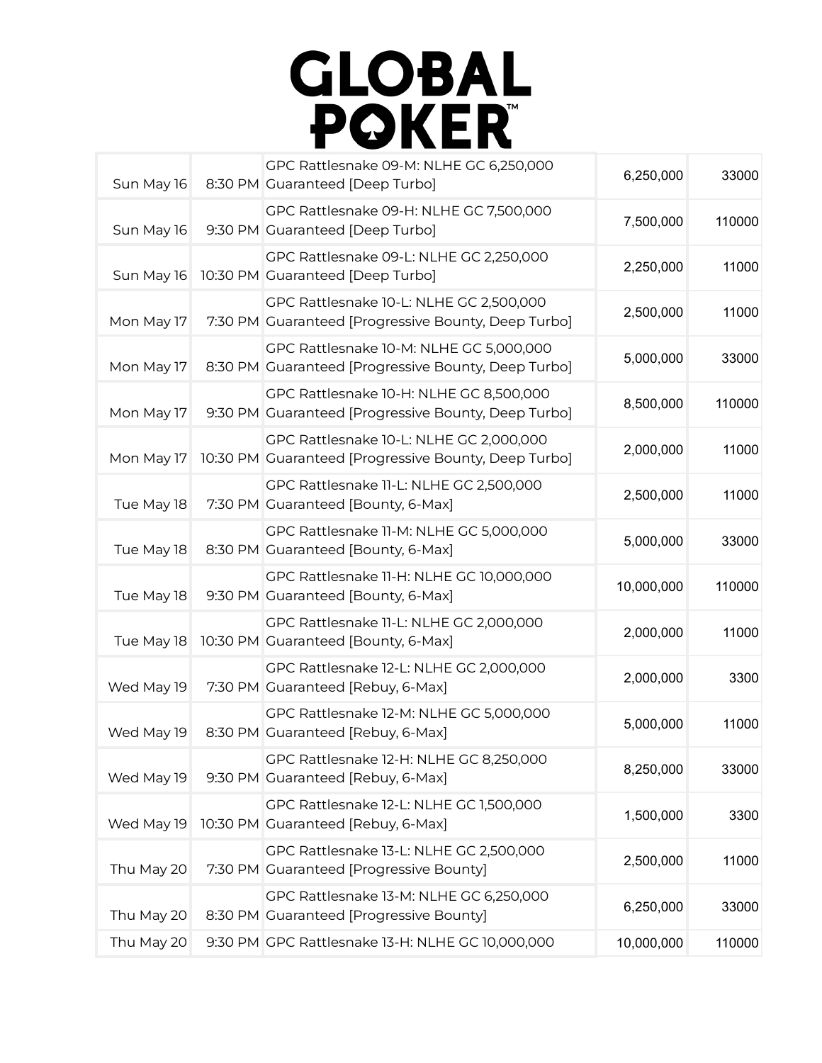# GLOBAL POKER™

| | | | | |
|---|---|---|---|---|
| Sun May 16 | 8:30 PM | GPC Rattlesnake 09-M: NLHE GC 6,250,000 Guaranteed [Deep Turbo] | 6,250,000 | 33000 |
| Sun May 16 | 9:30 PM | GPC Rattlesnake 09-H: NLHE GC 7,500,000 Guaranteed [Deep Turbo] | 7,500,000 | 110000 |
| Sun May 16 | 10:30 PM | GPC Rattlesnake 09-L: NLHE GC 2,250,000 Guaranteed [Deep Turbo] | 2,250,000 | 11000 |
| Mon May 17 | 7:30 PM | GPC Rattlesnake 10-L: NLHE GC 2,500,000 Guaranteed [Progressive Bounty, Deep Turbo] | 2,500,000 | 11000 |
| Mon May 17 | 8:30 PM | GPC Rattlesnake 10-M: NLHE GC 5,000,000 Guaranteed [Progressive Bounty, Deep Turbo] | 5,000,000 | 33000 |
| Mon May 17 | 9:30 PM | GPC Rattlesnake 10-H: NLHE GC 8,500,000 Guaranteed [Progressive Bounty, Deep Turbo] | 8,500,000 | 110000 |
| Mon May 17 | 10:30 PM | GPC Rattlesnake 10-L: NLHE GC 2,000,000 Guaranteed [Progressive Bounty, Deep Turbo] | 2,000,000 | 11000 |
| Tue May 18 | 7:30 PM | GPC Rattlesnake 11-L: NLHE GC 2,500,000 Guaranteed [Bounty, 6-Max] | 2,500,000 | 11000 |
| Tue May 18 | 8:30 PM | GPC Rattlesnake 11-M: NLHE GC 5,000,000 Guaranteed [Bounty, 6-Max] | 5,000,000 | 33000 |
| Tue May 18 | 9:30 PM | GPC Rattlesnake 11-H: NLHE GC 10,000,000 Guaranteed [Bounty, 6-Max] | 10,000,000 | 110000 |
| Tue May 18 | 10:30 PM | GPC Rattlesnake 11-L: NLHE GC 2,000,000 Guaranteed [Bounty, 6-Max] | 2,000,000 | 11000 |
| Wed May 19 | 7:30 PM | GPC Rattlesnake 12-L: NLHE GC 2,000,000 Guaranteed [Rebuy, 6-Max] | 2,000,000 | 3300 |
| Wed May 19 | 8:30 PM | GPC Rattlesnake 12-M: NLHE GC 5,000,000 Guaranteed [Rebuy, 6-Max] | 5,000,000 | 11000 |
| Wed May 19 | 9:30 PM | GPC Rattlesnake 12-H: NLHE GC 8,250,000 Guaranteed [Rebuy, 6-Max] | 8,250,000 | 33000 |
| Wed May 19 | 10:30 PM | GPC Rattlesnake 12-L: NLHE GC 1,500,000 Guaranteed [Rebuy, 6-Max] | 1,500,000 | 3300 |
| Thu May 20 | 7:30 PM | GPC Rattlesnake 13-L: NLHE GC 2,500,000 Guaranteed [Progressive Bounty] | 2,500,000 | 11000 |
| Thu May 20 | 8:30 PM | GPC Rattlesnake 13-M: NLHE GC 6,250,000 Guaranteed [Progressive Bounty] | 6,250,000 | 33000 |
| Thu May 20 | 9:30 PM | GPC Rattlesnake 13-H: NLHE GC 10,000,000 | 10,000,000 | 110000 |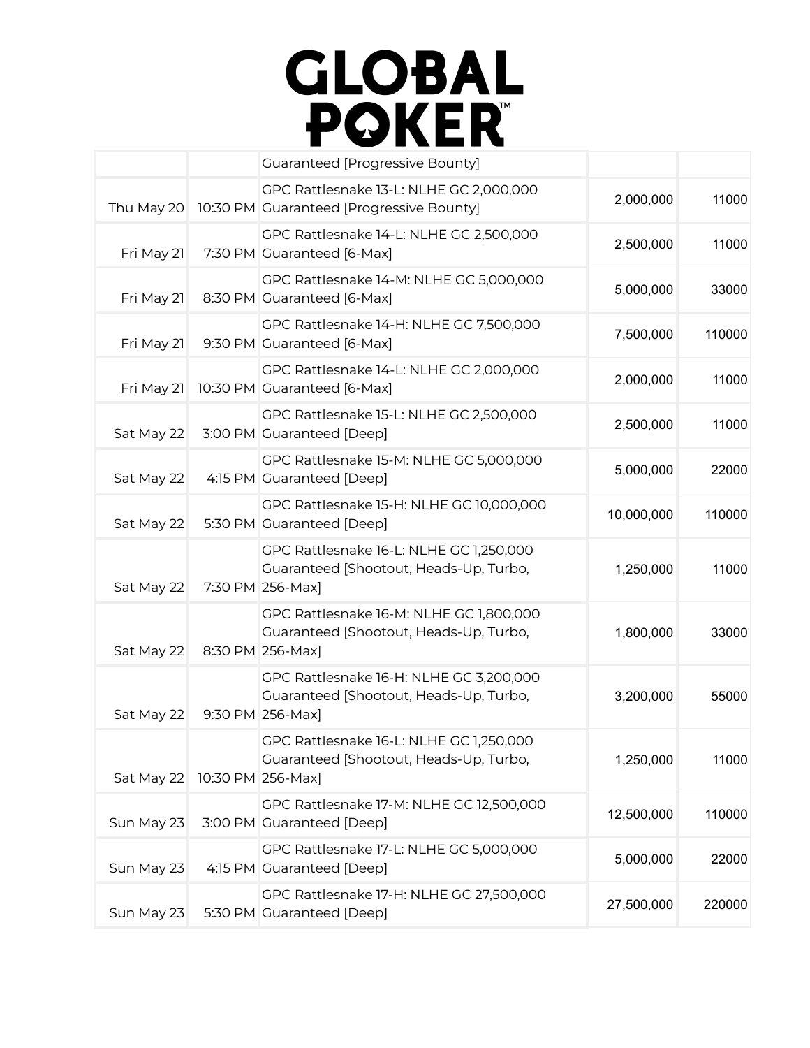# GLOBAL POKER™

| | | | | |
|---|---|---|---|---|
| | | Guaranteed [Progressive Bounty] | | |
| Thu May 20 | 10:30 PM | GPC Rattlesnake 13-L: NLHE GC 2,000,000 Guaranteed [Progressive Bounty] | 2,000,000 | 11000 |
| Fri May 21 | 7:30 PM | GPC Rattlesnake 14-L: NLHE GC 2,500,000 Guaranteed [6-Max] | 2,500,000 | 11000 |
| Fri May 21 | 8:30 PM | GPC Rattlesnake 14-M: NLHE GC 5,000,000 Guaranteed [6-Max] | 5,000,000 | 33000 |
| Fri May 21 | 9:30 PM | GPC Rattlesnake 14-H: NLHE GC 7,500,000 Guaranteed [6-Max] | 7,500,000 | 110000 |
| Fri May 21 | 10:30 PM | GPC Rattlesnake 14-L: NLHE GC 2,000,000 Guaranteed [6-Max] | 2,000,000 | 11000 |
| Sat May 22 | 3:00 PM | GPC Rattlesnake 15-L: NLHE GC 2,500,000 Guaranteed [Deep] | 2,500,000 | 11000 |
| Sat May 22 | 4:15 PM | GPC Rattlesnake 15-M: NLHE GC 5,000,000 Guaranteed [Deep] | 5,000,000 | 22000 |
| Sat May 22 | 5:30 PM | GPC Rattlesnake 15-H: NLHE GC 10,000,000 Guaranteed [Deep] | 10,000,000 | 110000 |
| Sat May 22 | 7:30 PM | GPC Rattlesnake 16-L: NLHE GC 1,250,000 Guaranteed [Shootout, Heads-Up, Turbo, 256-Max] | 1,250,000 | 11000 |
| Sat May 22 | 8:30 PM | GPC Rattlesnake 16-M: NLHE GC 1,800,000 Guaranteed [Shootout, Heads-Up, Turbo, 256-Max] | 1,800,000 | 33000 |
| Sat May 22 | 9:30 PM | GPC Rattlesnake 16-H: NLHE GC 3,200,000 Guaranteed [Shootout, Heads-Up, Turbo, 256-Max] | 3,200,000 | 55000 |
| Sat May 22 | 10:30 PM | GPC Rattlesnake 16-L: NLHE GC 1,250,000 Guaranteed [Shootout, Heads-Up, Turbo, 256-Max] | 1,250,000 | 11000 |
| Sun May 23 | 3:00 PM | GPC Rattlesnake 17-M: NLHE GC 12,500,000 Guaranteed [Deep] | 12,500,000 | 110000 |
| Sun May 23 | 4:15 PM | GPC Rattlesnake 17-L: NLHE GC 5,000,000 Guaranteed [Deep] | 5,000,000 | 22000 |
| Sun May 23 | 5:30 PM | GPC Rattlesnake 17-H: NLHE GC 27,500,000 Guaranteed [Deep] | 27,500,000 | 220000 |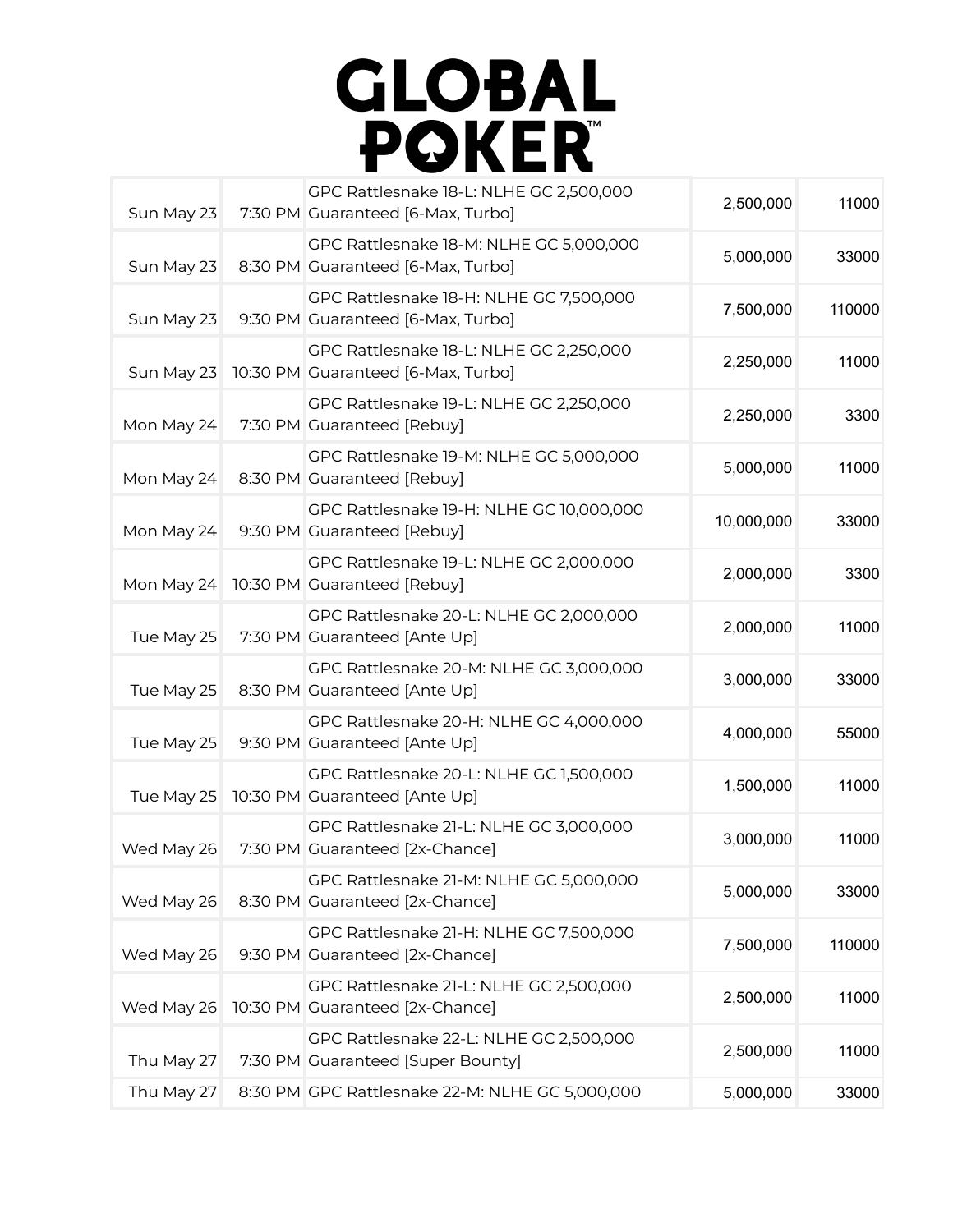# GLOBAL POKER

| | | | | |
|---|---|---|---|---|
| Sun May 23 | 7:30 PM | GPC Rattlesnake 18-L: NLHE GC 2,500,000 Guaranteed [6-Max, Turbo] | 2,500,000 | 11000 |
| Sun May 23 | 8:30 PM | GPC Rattlesnake 18-M: NLHE GC 5,000,000 Guaranteed [6-Max, Turbo] | 5,000,000 | 33000 |
| Sun May 23 | 9:30 PM | GPC Rattlesnake 18-H: NLHE GC 7,500,000 Guaranteed [6-Max, Turbo] | 7,500,000 | 110000 |
| Sun May 23 | 10:30 PM | GPC Rattlesnake 18-L: NLHE GC 2,250,000 Guaranteed [6-Max, Turbo] | 2,250,000 | 11000 |
| Mon May 24 | 7:30 PM | GPC Rattlesnake 19-L: NLHE GC 2,250,000 Guaranteed [Rebuy] | 2,250,000 | 3300 |
| Mon May 24 | 8:30 PM | GPC Rattlesnake 19-M: NLHE GC 5,000,000 Guaranteed [Rebuy] | 5,000,000 | 11000 |
| Mon May 24 | 9:30 PM | GPC Rattlesnake 19-H: NLHE GC 10,000,000 Guaranteed [Rebuy] | 10,000,000 | 33000 |
| Mon May 24 | 10:30 PM | GPC Rattlesnake 19-L: NLHE GC 2,000,000 Guaranteed [Rebuy] | 2,000,000 | 3300 |
| Tue May 25 | 7:30 PM | GPC Rattlesnake 20-L: NLHE GC 2,000,000 Guaranteed [Ante Up] | 2,000,000 | 11000 |
| Tue May 25 | 8:30 PM | GPC Rattlesnake 20-M: NLHE GC 3,000,000 Guaranteed [Ante Up] | 3,000,000 | 33000 |
| Tue May 25 | 9:30 PM | GPC Rattlesnake 20-H: NLHE GC 4,000,000 Guaranteed [Ante Up] | 4,000,000 | 55000 |
| Tue May 25 | 10:30 PM | GPC Rattlesnake 20-L: NLHE GC 1,500,000 Guaranteed [Ante Up] | 1,500,000 | 11000 |
| Wed May 26 | 7:30 PM | GPC Rattlesnake 21-L: NLHE GC 3,000,000 Guaranteed [2x-Chance] | 3,000,000 | 11000 |
| Wed May 26 | 8:30 PM | GPC Rattlesnake 21-M: NLHE GC 5,000,000 Guaranteed [2x-Chance] | 5,000,000 | 33000 |
| Wed May 26 | 9:30 PM | GPC Rattlesnake 21-H: NLHE GC 7,500,000 Guaranteed [2x-Chance] | 7,500,000 | 110000 |
| Wed May 26 | 10:30 PM | GPC Rattlesnake 21-L: NLHE GC 2,500,000 Guaranteed [2x-Chance] | 2,500,000 | 11000 |
| Thu May 27 | 7:30 PM | GPC Rattlesnake 22-L: NLHE GC 2,500,000 Guaranteed [Super Bounty] | 2,500,000 | 11000 |
| Thu May 27 | 8:30 PM | GPC Rattlesnake 22-M: NLHE GC 5,000,000 | 5,000,000 | 33000 |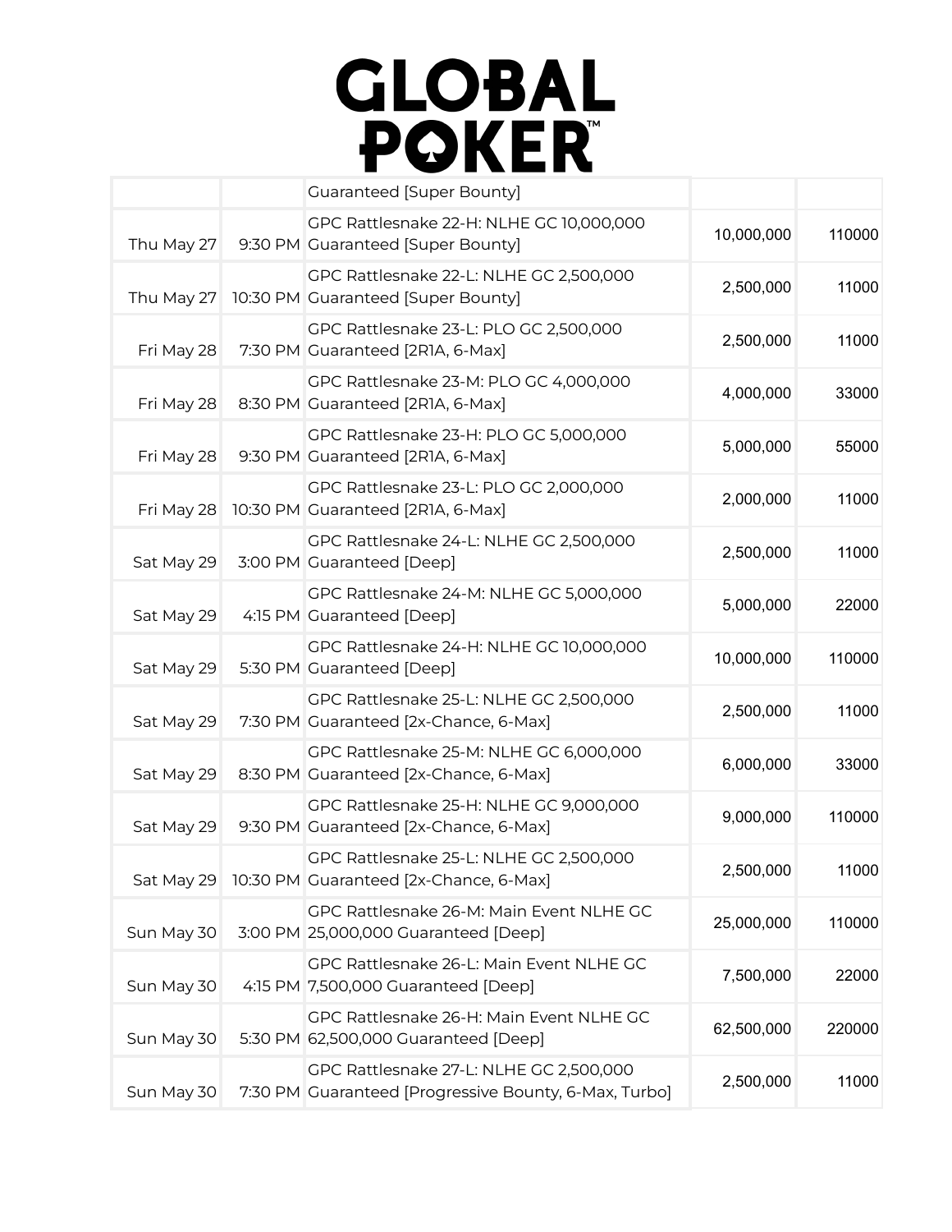# GLOBAL POKER

| | | | | |
|---|---|---|---|---|
| | | Guaranteed [Super Bounty] | | |
| Thu May 27 | 9:30 PM | GPC Rattlesnake 22-H: NLHE GC 10,000,000 Guaranteed [Super Bounty] | 10,000,000 | 110000 |
| Thu May 27 | 10:30 PM | GPC Rattlesnake 22-L: NLHE GC 2,500,000 Guaranteed [Super Bounty] | 2,500,000 | 11000 |
| Fri May 28 | 7:30 PM | GPC Rattlesnake 23-L: PLO GC 2,500,000 Guaranteed [2R1A, 6-Max] | 2,500,000 | 11000 |
| Fri May 28 | 8:30 PM | GPC Rattlesnake 23-M: PLO GC 4,000,000 Guaranteed [2R1A, 6-Max] | 4,000,000 | 33000 |
| Fri May 28 | 9:30 PM | GPC Rattlesnake 23-H: PLO GC 5,000,000 Guaranteed [2R1A, 6-Max] | 5,000,000 | 55000 |
| Fri May 28 | 10:30 PM | GPC Rattlesnake 23-L: PLO GC 2,000,000 Guaranteed [2R1A, 6-Max] | 2,000,000 | 11000 |
| Sat May 29 | 3:00 PM | GPC Rattlesnake 24-L: NLHE GC 2,500,000 Guaranteed [Deep] | 2,500,000 | 11000 |
| Sat May 29 | 4:15 PM | GPC Rattlesnake 24-M: NLHE GC 5,000,000 Guaranteed [Deep] | 5,000,000 | 22000 |
| Sat May 29 | 5:30 PM | GPC Rattlesnake 24-H: NLHE GC 10,000,000 Guaranteed [Deep] | 10,000,000 | 110000 |
| Sat May 29 | 7:30 PM | GPC Rattlesnake 25-L: NLHE GC 2,500,000 Guaranteed [2x-Chance, 6-Max] | 2,500,000 | 11000 |
| Sat May 29 | 8:30 PM | GPC Rattlesnake 25-M: NLHE GC 6,000,000 Guaranteed [2x-Chance, 6-Max] | 6,000,000 | 33000 |
| Sat May 29 | 9:30 PM | GPC Rattlesnake 25-H: NLHE GC 9,000,000 Guaranteed [2x-Chance, 6-Max] | 9,000,000 | 110000 |
| Sat May 29 | 10:30 PM | GPC Rattlesnake 25-L: NLHE GC 2,500,000 Guaranteed [2x-Chance, 6-Max] | 2,500,000 | 11000 |
| Sun May 30 | 3:00 PM | GPC Rattlesnake 26-M: Main Event NLHE GC 25,000,000 Guaranteed [Deep] | 25,000,000 | 110000 |
| Sun May 30 | 4:15 PM | GPC Rattlesnake 26-L: Main Event NLHE GC 7,500,000 Guaranteed [Deep] | 7,500,000 | 22000 |
| Sun May 30 | 5:30 PM | GPC Rattlesnake 26-H: Main Event NLHE GC 62,500,000 Guaranteed [Deep] | 62,500,000 | 220000 |
| Sun May 30 | 7:30 PM | GPC Rattlesnake 27-L: NLHE GC 2,500,000 Guaranteed [Progressive Bounty, 6-Max, Turbo] | 2,500,000 | 11000 |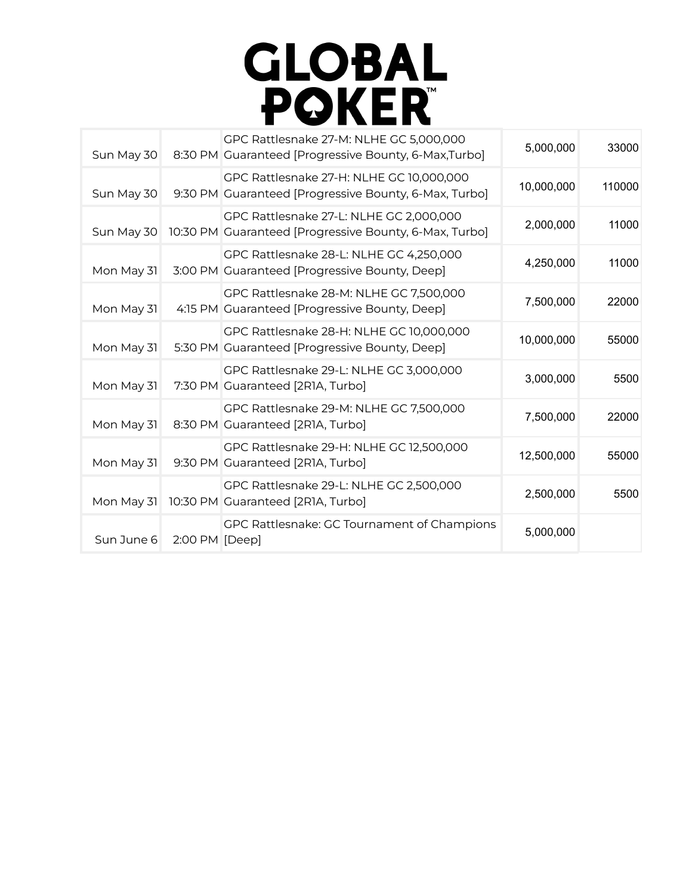# GLOBAL POKER™

| | | | | |
|---|---|---|---|---|
| Sun May 30 | 8:30 PM | GPC Rattlesnake 27-M: NLHE GC 5,000,000 Guaranteed [Progressive Bounty, 6-Max,Turbo] | 5,000,000 | 33000 |
| Sun May 30 | 9:30 PM | GPC Rattlesnake 27-H: NLHE GC 10,000,000 Guaranteed [Progressive Bounty, 6-Max, Turbo] | 10,000,000 | 110000 |
| Sun May 30 | 10:30 PM | GPC Rattlesnake 27-L: NLHE GC 2,000,000 Guaranteed [Progressive Bounty, 6-Max, Turbo] | 2,000,000 | 11000 |
| Mon May 31 | 3:00 PM | GPC Rattlesnake 28-L: NLHE GC 4,250,000 Guaranteed [Progressive Bounty, Deep] | 4,250,000 | 11000 |
| Mon May 31 | 4:15 PM | GPC Rattlesnake 28-M: NLHE GC 7,500,000 Guaranteed [Progressive Bounty, Deep] | 7,500,000 | 22000 |
| Mon May 31 | 5:30 PM | GPC Rattlesnake 28-H: NLHE GC 10,000,000 Guaranteed [Progressive Bounty, Deep] | 10,000,000 | 55000 |
| Mon May 31 | 7:30 PM | GPC Rattlesnake 29-L: NLHE GC 3,000,000 Guaranteed [2R1A, Turbo] | 3,000,000 | 5500 |
| Mon May 31 | 8:30 PM | GPC Rattlesnake 29-M: NLHE GC 7,500,000 Guaranteed [2R1A, Turbo] | 7,500,000 | 22000 |
| Mon May 31 | 9:30 PM | GPC Rattlesnake 29-H: NLHE GC 12,500,000 Guaranteed [2R1A, Turbo] | 12,500,000 | 55000 |
| Mon May 31 | 10:30 PM | GPC Rattlesnake 29-L: NLHE GC 2,500,000 Guaranteed [2R1A, Turbo] | 2,500,000 | 5500 |
| Sun June 6 | 2:00 PM | GPC Rattlesnake: GC Tournament of Champions [Deep] | 5,000,000 | |